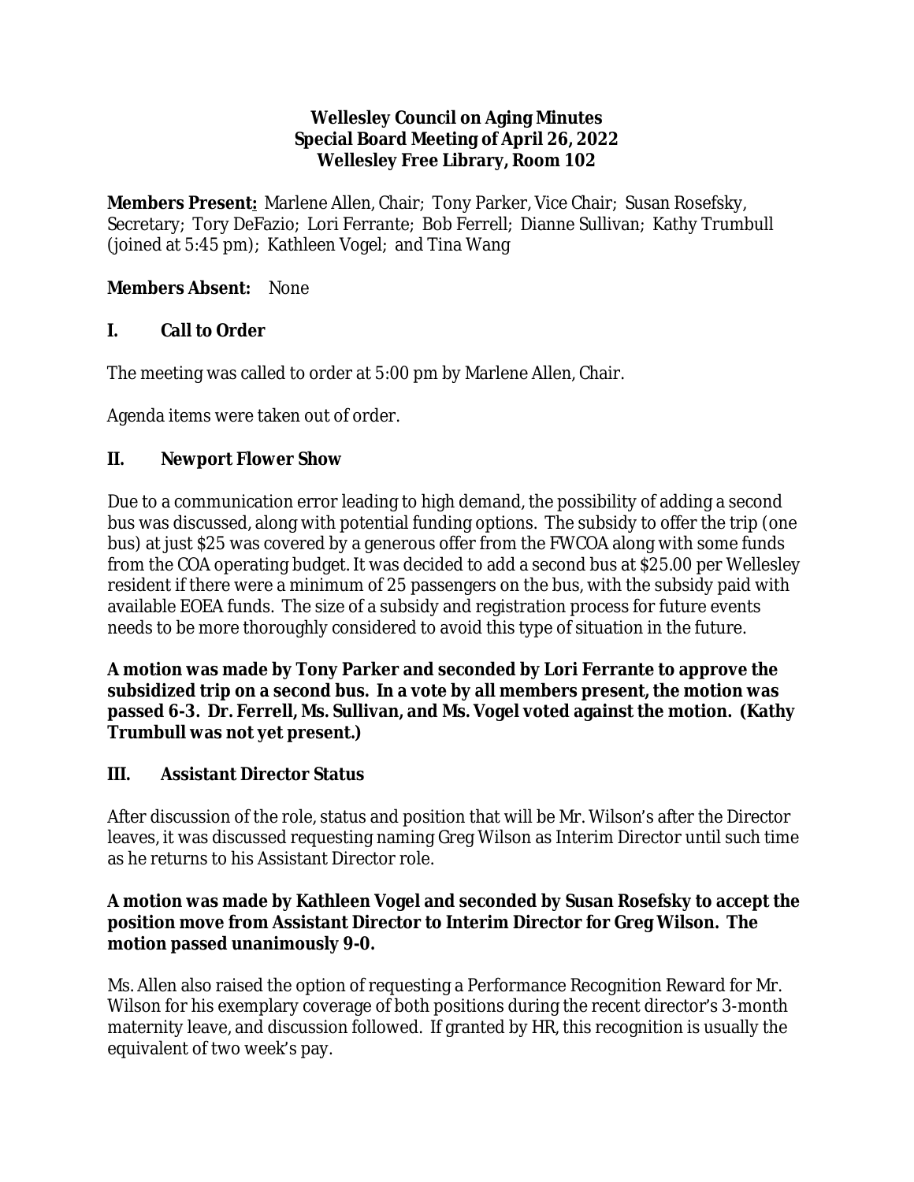**Wellesley Council on Aging Minutes**
**Special Board Meeting of April 26, 2022**
**Wellesley Free Library, Room 102**

**Members Present:** Marlene Allen, Chair; Tony Parker, Vice Chair; Susan Rosefsky, Secretary; Tory DeFazio; Lori Ferrante; Bob Ferrell; Dianne Sullivan; Kathy Trumbull (joined at 5:45 pm); Kathleen Vogel; and Tina Wang

**Members Absent:** None

## I. Call to Order

The meeting was called to order at 5:00 pm by Marlene Allen, Chair.

Agenda items were taken out of order.

## II. Newport Flower Show

Due to a communication error leading to high demand, the possibility of adding a second bus was discussed, along with potential funding options. The subsidy to offer the trip (one bus) at just $25 was covered by a generous offer from the FWCOA along with some funds from the COA operating budget. It was decided to add a second bus at $25.00 per Wellesley resident if there were a minimum of 25 passengers on the bus, with the subsidy paid with available EOEA funds. The size of a subsidy and registration process for future events needs to be more thoroughly considered to avoid this type of situation in the future.

**A motion was made by Tony Parker and seconded by Lori Ferrante to approve the subsidized trip on a second bus. In a vote by all members present, the motion was passed 6-3. Dr. Ferrell, Ms. Sullivan, and Ms. Vogel voted against the motion. (Kathy Trumbull was not yet present.)**

## III. Assistant Director Status

After discussion of the role, status and position that will be Mr. Wilson's after the Director leaves, it was discussed requesting naming Greg Wilson as Interim Director until such time as he returns to his Assistant Director role.

**A motion was made by Kathleen Vogel and seconded by Susan Rosefsky to accept the position move from Assistant Director to Interim Director for Greg Wilson. The motion passed unanimously 9-0.**

Ms. Allen also raised the option of requesting a Performance Recognition Reward for Mr. Wilson for his exemplary coverage of both positions during the recent director's 3-month maternity leave, and discussion followed. If granted by HR, this recognition is usually the equivalent of two week's pay.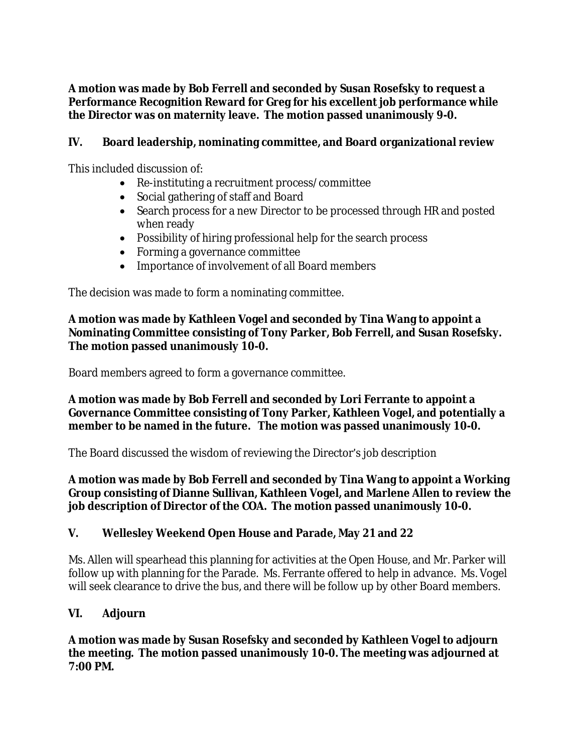**A motion was made by Bob Ferrell and seconded by Susan Rosefsky to request a Performance Recognition Reward for Greg for his excellent job performance while the Director was on maternity leave. The motion passed unanimously 9-0.**

## IV. Board leadership, nominating committee, and Board organizational review

This included discussion of:

- Re-instituting a recruitment process/committee
- Social gathering of staff and Board
- Search process for a new Director to be processed through HR and posted when ready
- Possibility of hiring professional help for the search process
- Forming a governance committee
- Importance of involvement of all Board members

The decision was made to form a nominating committee.

**A motion was made by Kathleen Vogel and seconded by Tina Wang to appoint a Nominating Committee consisting of Tony Parker, Bob Ferrell, and Susan Rosefsky. The motion passed unanimously 10-0.**

Board members agreed to form a governance committee.

**A motion was made by Bob Ferrell and seconded by Lori Ferrante to appoint a Governance Committee consisting of Tony Parker, Kathleen Vogel, and potentially a member to be named in the future. The motion was passed unanimously 10-0.**

The Board discussed the wisdom of reviewing the Director's job description

**A motion was made by Bob Ferrell and seconded by Tina Wang to appoint a Working Group consisting of Dianne Sullivan, Kathleen Vogel, and Marlene Allen to review the job description of Director of the COA. The motion passed unanimously 10-0.**

## V. Wellesley Weekend Open House and Parade, May 21 and 22

Ms. Allen will spearhead this planning for activities at the Open House, and Mr. Parker will follow up with planning for the Parade. Ms. Ferrante offered to help in advance. Ms. Vogel will seek clearance to drive the bus, and there will be follow up by other Board members.

## VI. Adjourn

**A motion was made by Susan Rosefsky and seconded by Kathleen Vogel to adjourn the meeting. The motion passed unanimously 10-0. The meeting was adjourned at 7:00 PM.**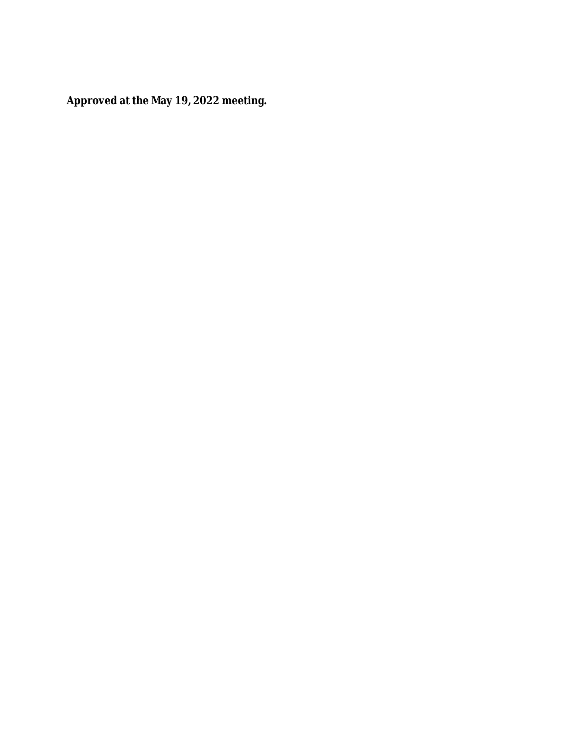**Approved at the May 19, 2022 meeting.**